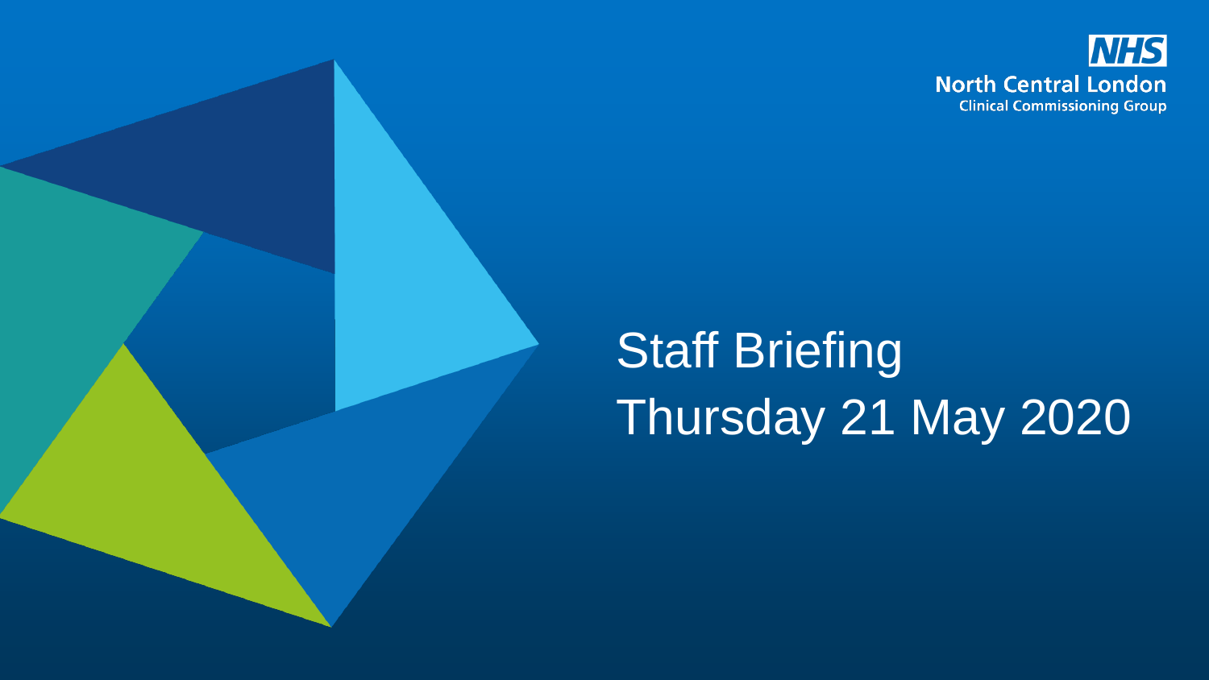NHS
North Central London
Clinical Commissioning Group

# Staff Briefing
# Thursday 21 May 2020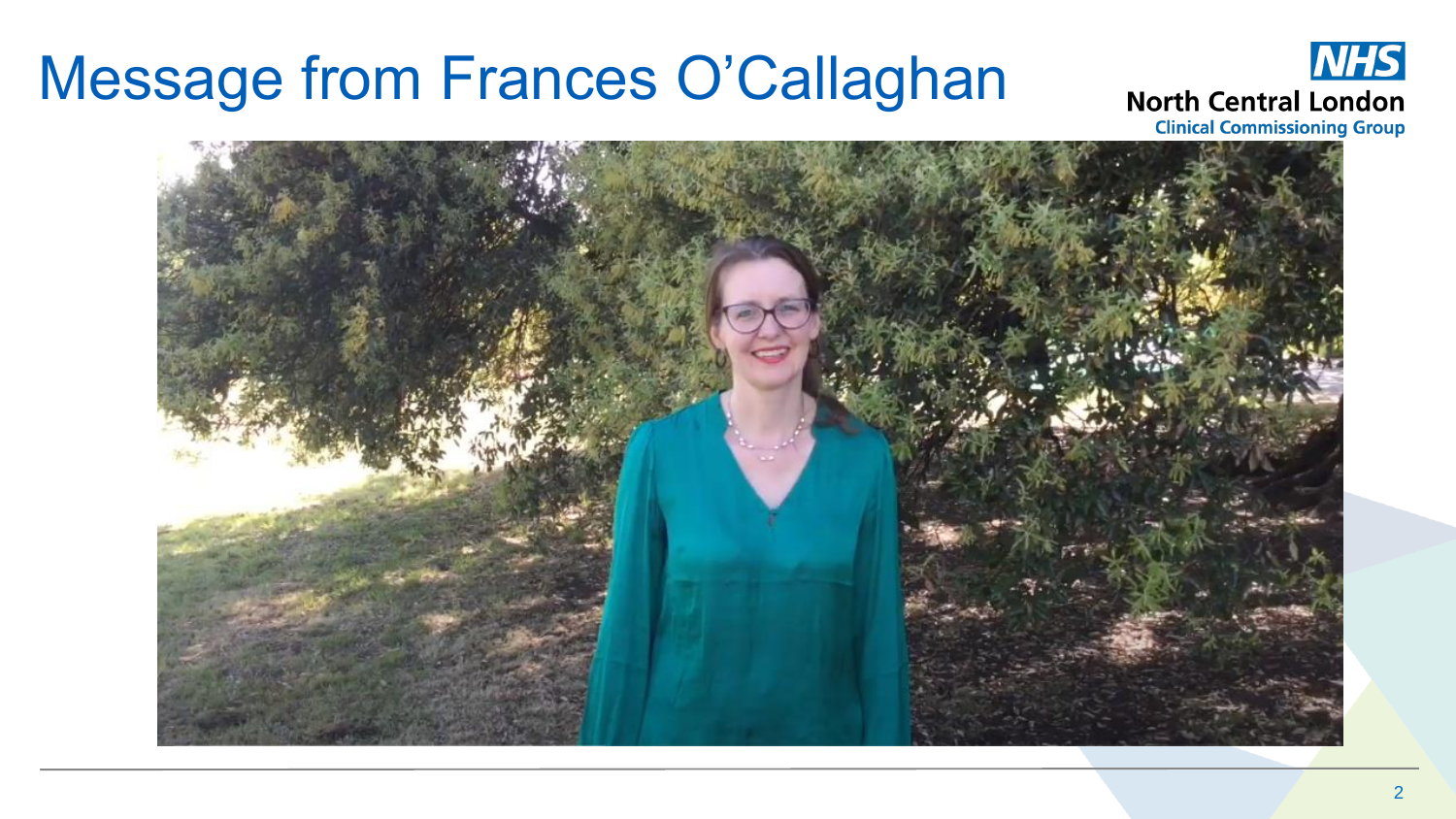# Message from Frances O'Callaghan

NHS North Central London Clinical Commissioning Group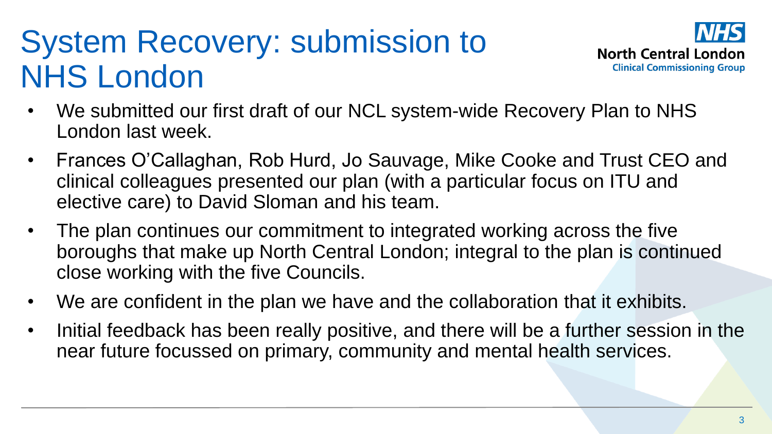# System Recovery: submission to NHS London

- We submitted our first draft of our NCL system-wide Recovery Plan to NHS London last week.
- Frances O'Callaghan, Rob Hurd, Jo Sauvage, Mike Cooke and Trust CEO and clinical colleagues presented our plan (with a particular focus on ITU and elective care) to David Sloman and his team.
- The plan continues our commitment to integrated working across the five boroughs that make up North Central London; integral to the plan is continued close working with the five Councils.
- We are confident in the plan we have and the collaboration that it exhibits.
- Initial feedback has been really positive, and there will be a further session in the near future focussed on primary, community and mental health services.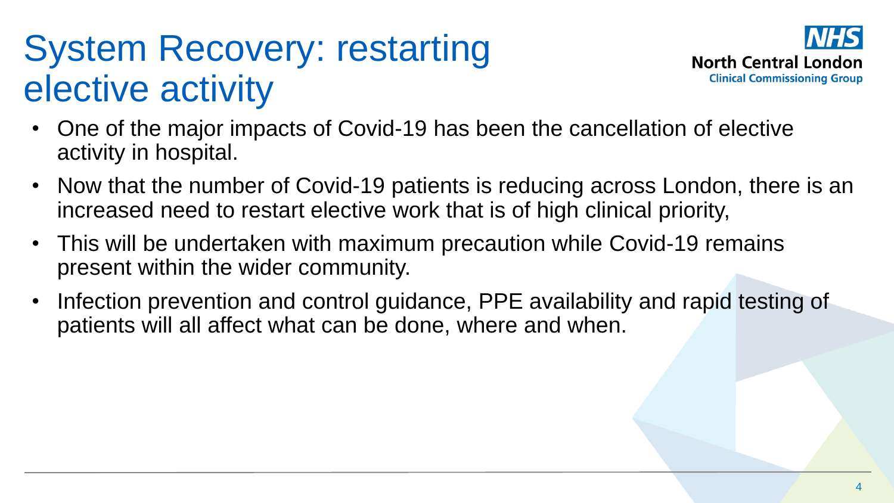# System Recovery: restarting elective activity

NHS North Central London Clinical Commissioning Group

- One of the major impacts of Covid-19 has been the cancellation of elective activity in hospital.
- Now that the number of Covid-19 patients is reducing across London, there is an increased need to restart elective work that is of high clinical priority,
- This will be undertaken with maximum precaution while Covid-19 remains present within the wider community.
- Infection prevention and control guidance, PPE availability and rapid testing of patients will all affect what can be done, where and when.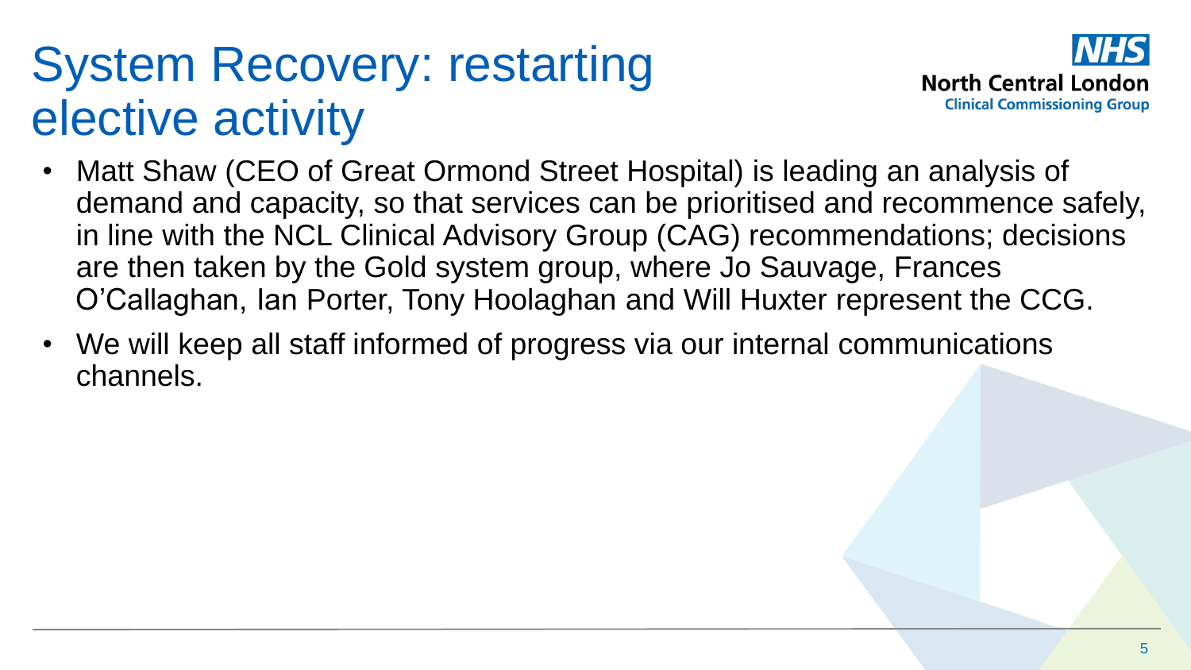# System Recovery: restarting elective activity

- Matt Shaw (CEO of Great Ormond Street Hospital) is leading an analysis of demand and capacity, so that services can be prioritised and recommence safely, in line with the NCL Clinical Advisory Group (CAG) recommendations; decisions are then taken by the Gold system group, where Jo Sauvage, Frances O'Callaghan, Ian Porter, Tony Hoolaghan and Will Huxter represent the CCG.
- We will keep all staff informed of progress via our internal communications channels.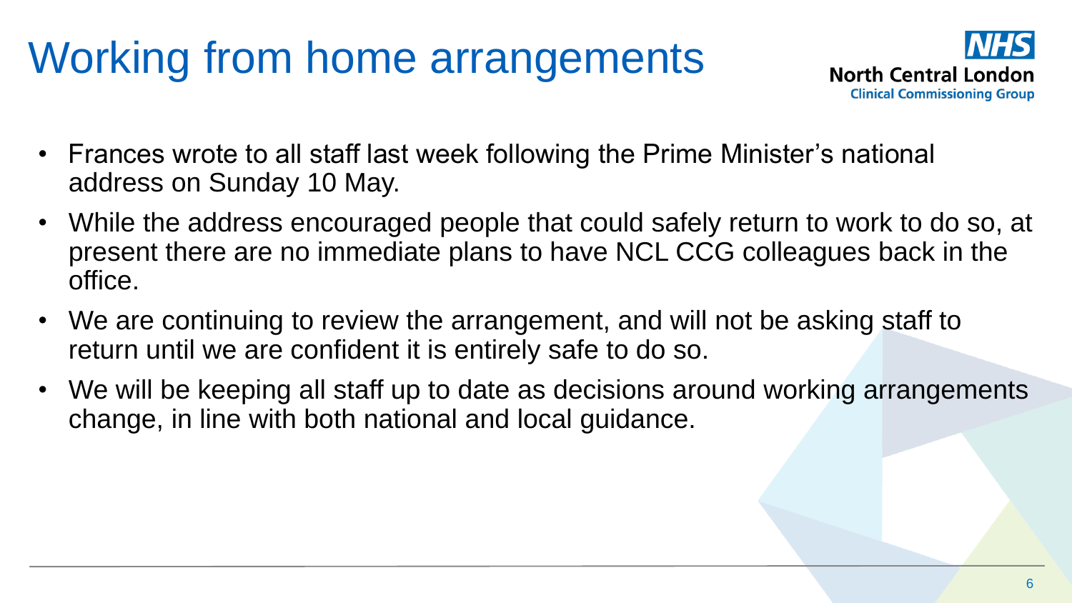# Working from home arrangements

NHS North Central London Clinical Commissioning Group

- Frances wrote to all staff last week following the Prime Minister's national address on Sunday 10 May.
- While the address encouraged people that could safely return to work to do so, at present there are no immediate plans to have NCL CCG colleagues back in the office.
- We are continuing to review the arrangement, and will not be asking staff to return until we are confident it is entirely safe to do so.
- We will be keeping all staff up to date as decisions around working arrangements change, in line with both national and local guidance.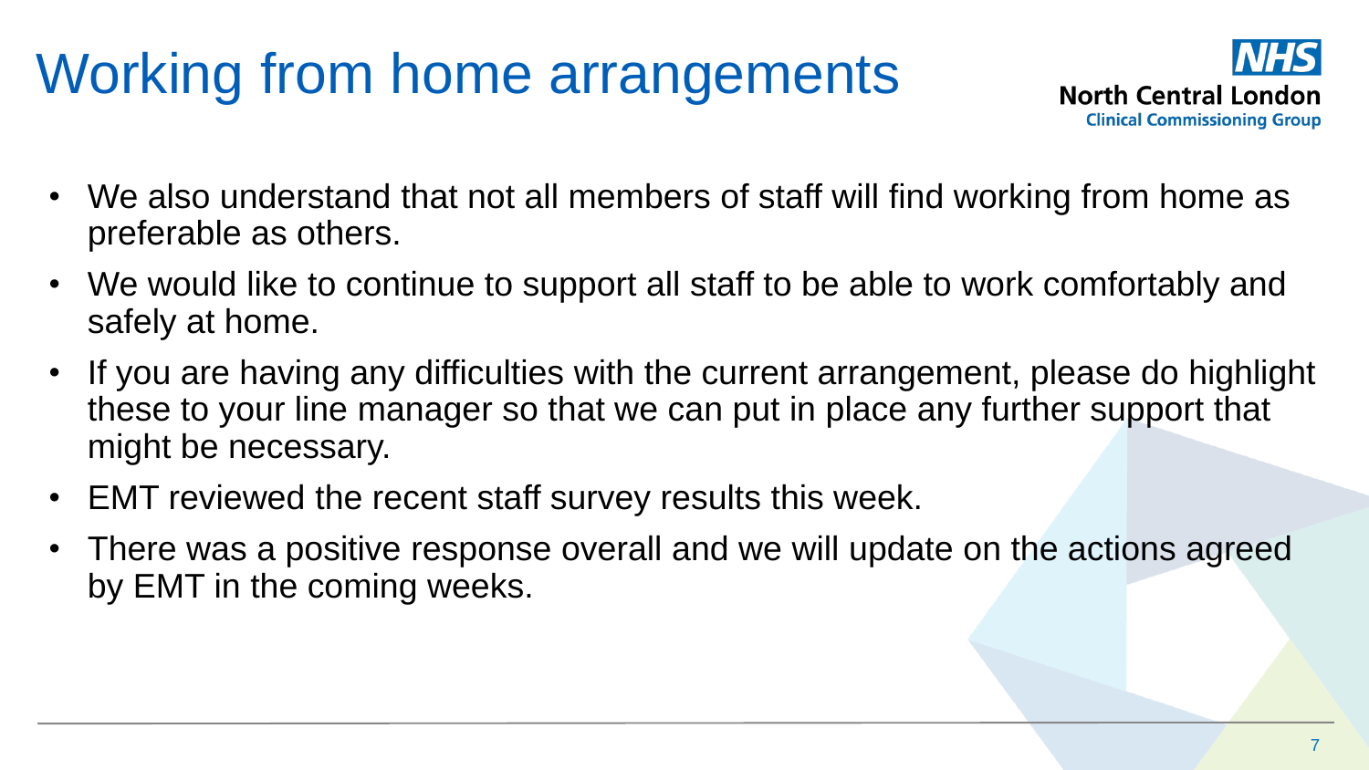# Working from home arrangements

- We also understand that not all members of staff will find working from home as preferable as others.
- We would like to continue to support all staff to be able to work comfortably and safely at home.
- If you are having any difficulties with the current arrangement, please do highlight these to your line manager so that we can put in place any further support that might be necessary.
- EMT reviewed the recent staff survey results this week.
- There was a positive response overall and we will update on the actions agreed by EMT in the coming weeks.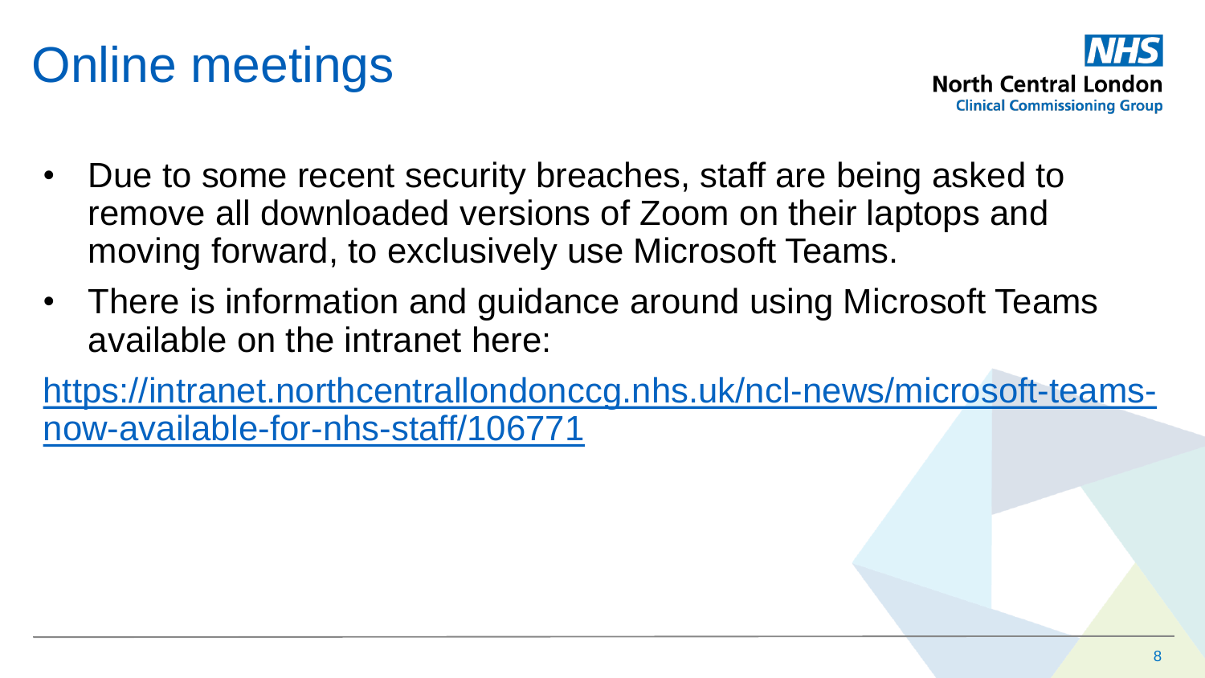# Online meetings

- Due to some recent security breaches, staff are being asked to remove all downloaded versions of Zoom on their laptops and moving forward, to exclusively use Microsoft Teams.
- There is information and guidance around using Microsoft Teams available on the intranet here:

https://intranet.northcentrallondonccg.nhs.uk/ncl-news/microsoft-teams-now-available-for-nhs-staff/106771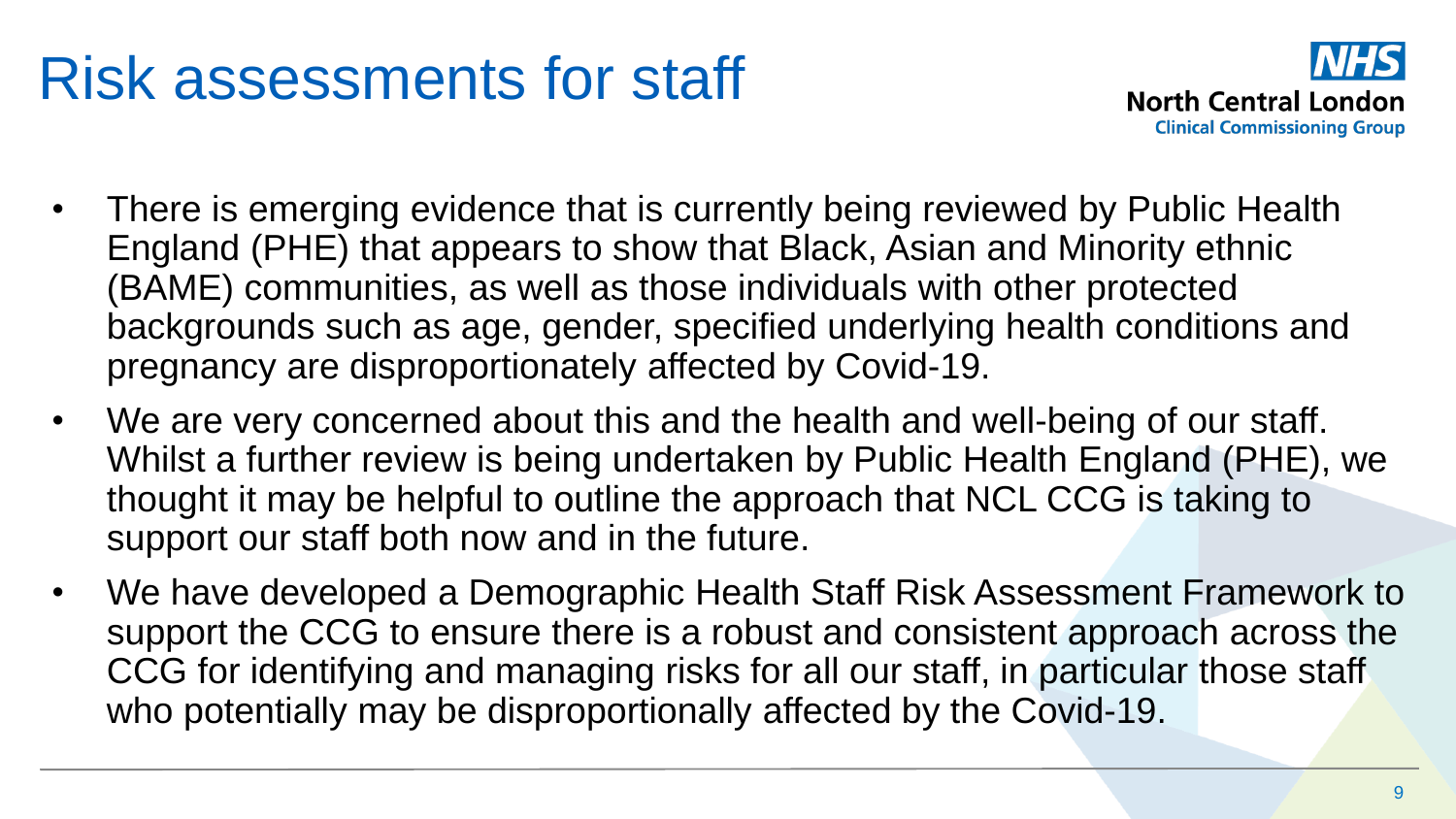# Risk assessments for staff

NHS North Central London Clinical Commissioning Group

- There is emerging evidence that is currently being reviewed by Public Health England (PHE) that appears to show that Black, Asian and Minority ethnic (BAME) communities, as well as those individuals with other protected backgrounds such as age, gender, specified underlying health conditions and pregnancy are disproportionately affected by Covid-19.
- We are very concerned about this and the health and well-being of our staff. Whilst a further review is being undertaken by Public Health England (PHE), we thought it may be helpful to outline the approach that NCL CCG is taking to support our staff both now and in the future.
- We have developed a Demographic Health Staff Risk Assessment Framework to support the CCG to ensure there is a robust and consistent approach across the CCG for identifying and managing risks for all our staff, in particular those staff who potentially may be disproportionally affected by the Covid-19.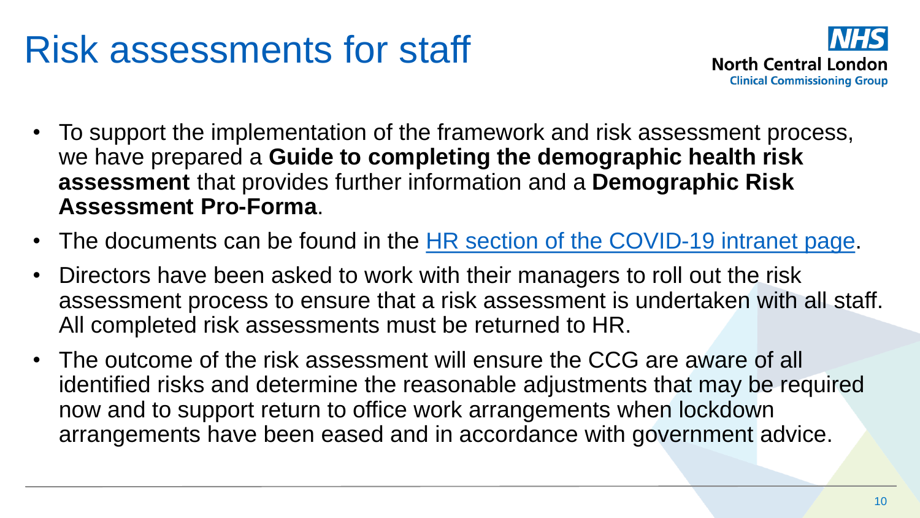# Risk assessments for staff

- To support the implementation of the framework and risk assessment process, we have prepared a **Guide to completing the demographic health risk assessment** that provides further information and a **Demographic Risk Assessment Pro-Forma**.
- The documents can be found in the HR section of the COVID-19 intranet page.
- Directors have been asked to work with their managers to roll out the risk assessment process to ensure that a risk assessment is undertaken with all staff. All completed risk assessments must be returned to HR.
- The outcome of the risk assessment will ensure the CCG are aware of all identified risks and determine the reasonable adjustments that may be required now and to support return to office work arrangements when lockdown arrangements have been eased and in accordance with government advice.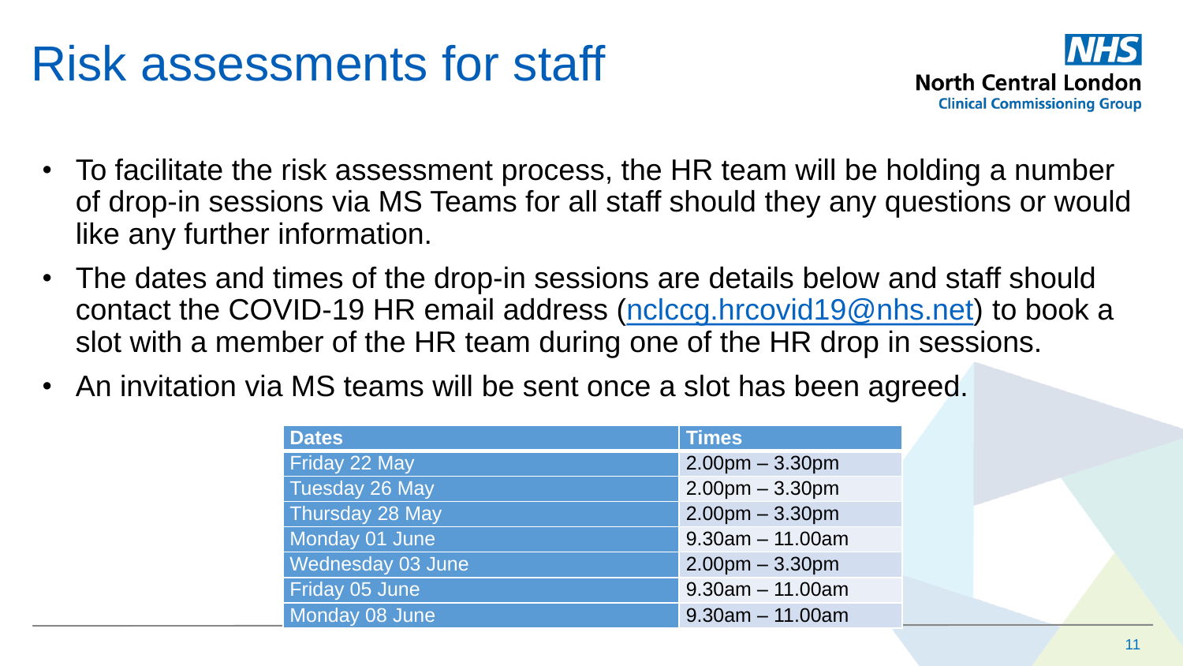# Risk assessments for staff

- To facilitate the risk assessment process, the HR team will be holding a number of drop-in sessions via MS Teams for all staff should they any questions or would like any further information.
- The dates and times of the drop-in sessions are details below and staff should contact the COVID-19 HR email address (nclccg.hrcovid19@nhs.net) to book a slot with a member of the HR team during one of the HR drop in sessions.
- An invitation via MS teams will be sent once a slot has been agreed.

| Dates | Times |
|---|---|
| Friday 22 May | 2.00pm – 3.30pm |
| Tuesday 26 May | 2.00pm – 3.30pm |
| Thursday 28 May | 2.00pm – 3.30pm |
| Monday 01 June | 9.30am – 11.00am |
| Wednesday 03 June | 2.00pm – 3.30pm |
| Friday 05 June | 9.30am – 11.00am |
| Monday 08 June | 9.30am – 11.00am |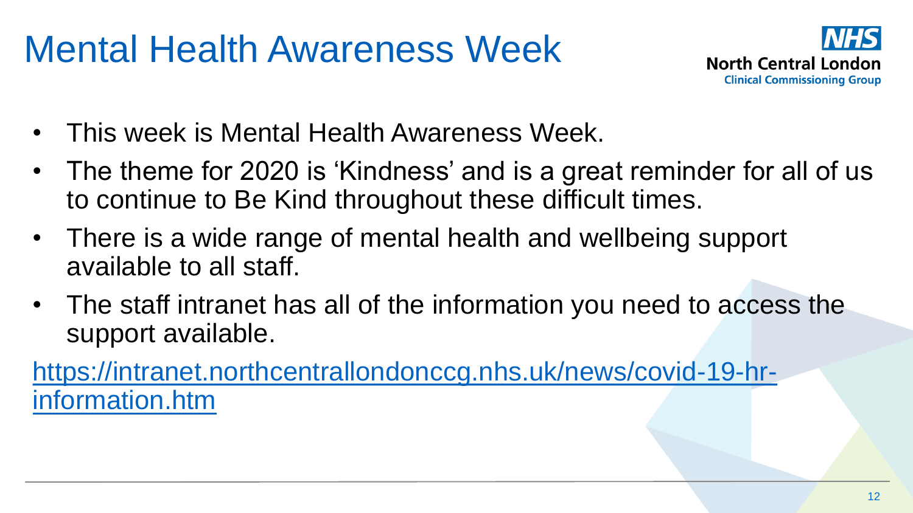# Mental Health Awareness Week

NHS
North Central London
Clinical Commissioning Group

- This week is Mental Health Awareness Week.
- The theme for 2020 is 'Kindness' and is a great reminder for all of us to continue to Be Kind throughout these difficult times.
- There is a wide range of mental health and wellbeing support available to all staff.
- The staff intranet has all of the information you need to access the support available.

https://intranet.northcentrallondonccg.nhs.uk/news/covid-19-hr-information.htm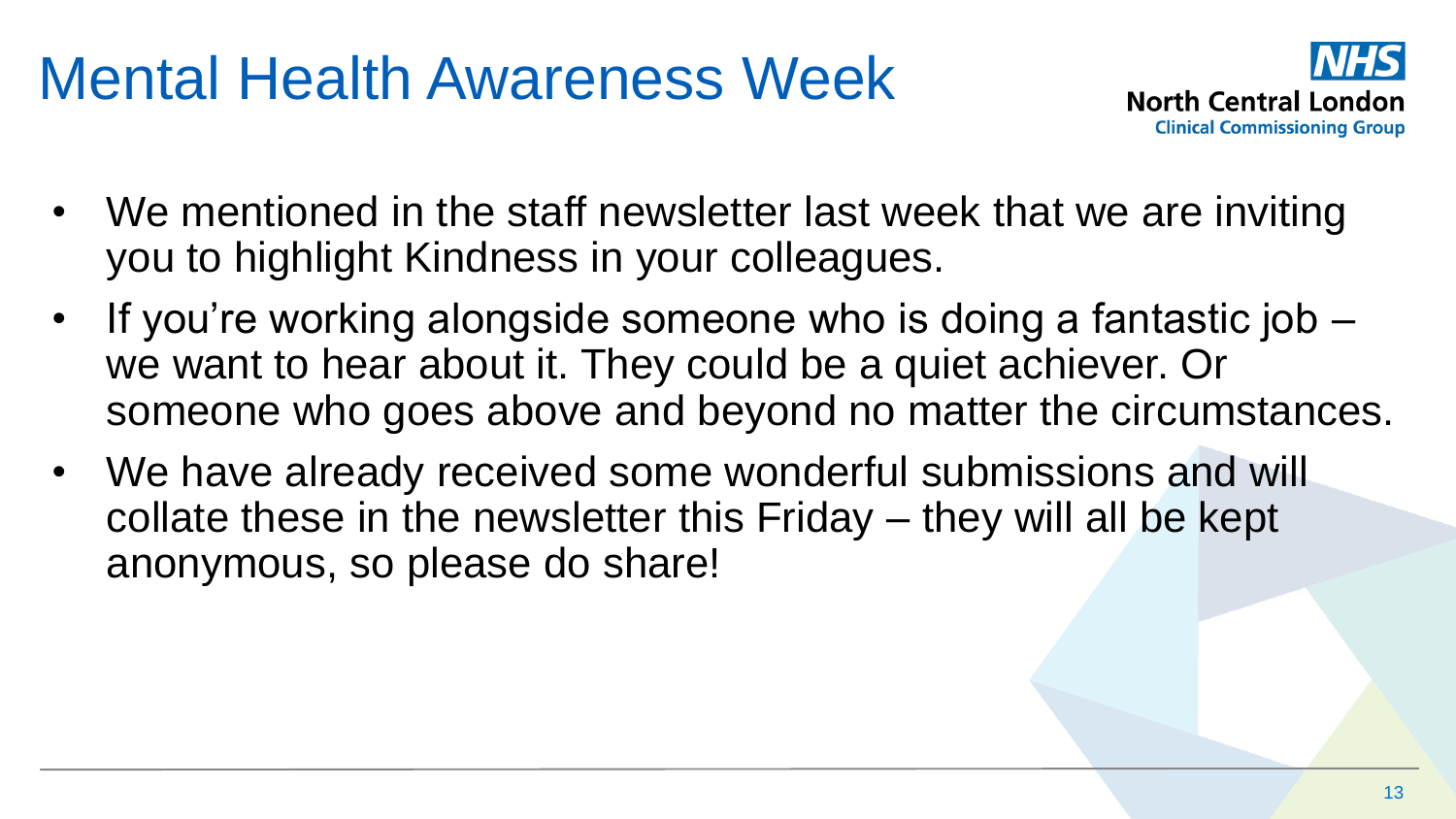# Mental Health Awareness Week

NHS North Central London Clinical Commissioning Group

- We mentioned in the staff newsletter last week that we are inviting you to highlight Kindness in your colleagues.
- If you're working alongside someone who is doing a fantastic job – we want to hear about it. They could be a quiet achiever. Or someone who goes above and beyond no matter the circumstances.
- We have already received some wonderful submissions and will collate these in the newsletter this Friday – they will all be kept anonymous, so please do share!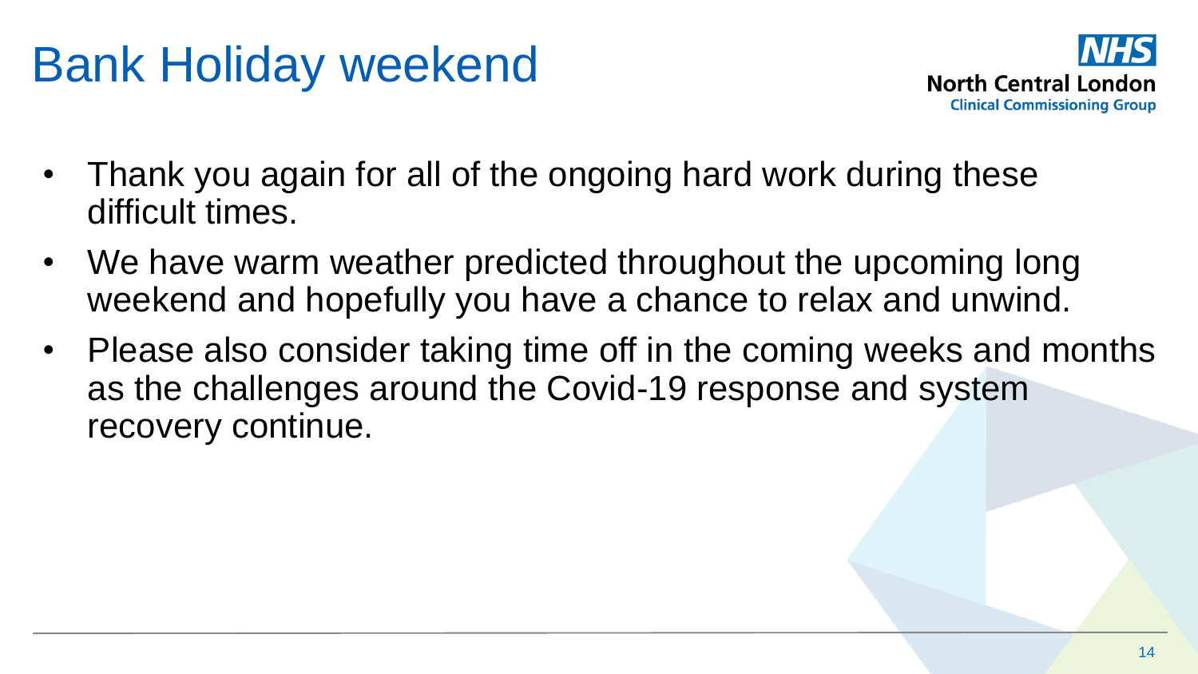# Bank Holiday weekend

North Central London
Clinical Commissioning Group

- Thank you again for all of the ongoing hard work during these difficult times.
- We have warm weather predicted throughout the upcoming long weekend and hopefully you have a chance to relax and unwind.
- Please also consider taking time off in the coming weeks and months as the challenges around the Covid-19 response and system recovery continue.